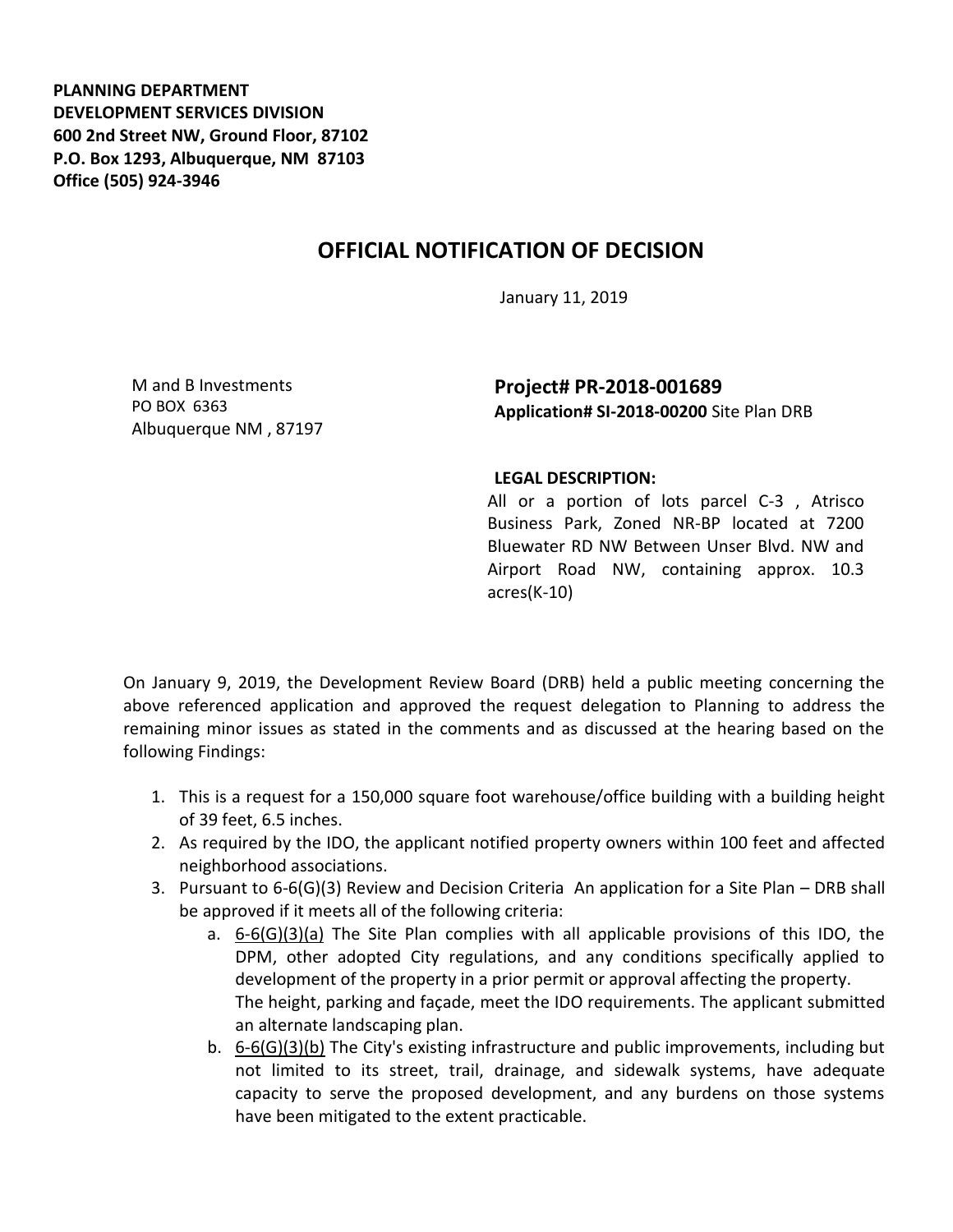**PLANNING DEPARTMENT**
**DEVELOPMENT SERVICES DIVISION**
**600 2nd Street NW, Ground Floor, 87102**
**P.O. Box 1293, Albuquerque, NM 87103**
**Office (505) 924-3946**

# OFFICIAL NOTIFICATION OF DECISION

January 11, 2019

M and B Investments
PO BOX 6363
Albuquerque NM , 87197

**Project# PR-2018-001689**
**Application# SI-2018-00200** Site Plan DRB

**LEGAL DESCRIPTION:**
All or a portion of lots parcel C-3 , Atrisco Business Park, Zoned NR-BP located at 7200 Bluewater RD NW Between Unser Blvd. NW and Airport Road NW, containing approx. 10.3 acres(K-10)

On January 9, 2019, the Development Review Board (DRB) held a public meeting concerning the above referenced application and approved the request delegation to Planning to address the remaining minor issues as stated in the comments and as discussed at the hearing based on the following Findings:

1. This is a request for a 150,000 square foot warehouse/office building with a building height of 39 feet, 6.5 inches.
2. As required by the IDO, the applicant notified property owners within 100 feet and affected neighborhood associations.
3. Pursuant to 6-6(G)(3) Review and Decision Criteria An application for a Site Plan – DRB shall be approved if it meets all of the following criteria:
   a. 6-6(G)(3)(a) The Site Plan complies with all applicable provisions of this IDO, the DPM, other adopted City regulations, and any conditions specifically applied to development of the property in a prior permit or approval affecting the property. The height, parking and façade, meet the IDO requirements. The applicant submitted an alternate landscaping plan.
   b. 6-6(G)(3)(b) The City's existing infrastructure and public improvements, including but not limited to its street, trail, drainage, and sidewalk systems, have adequate capacity to serve the proposed development, and any burdens on those systems have been mitigated to the extent practicable.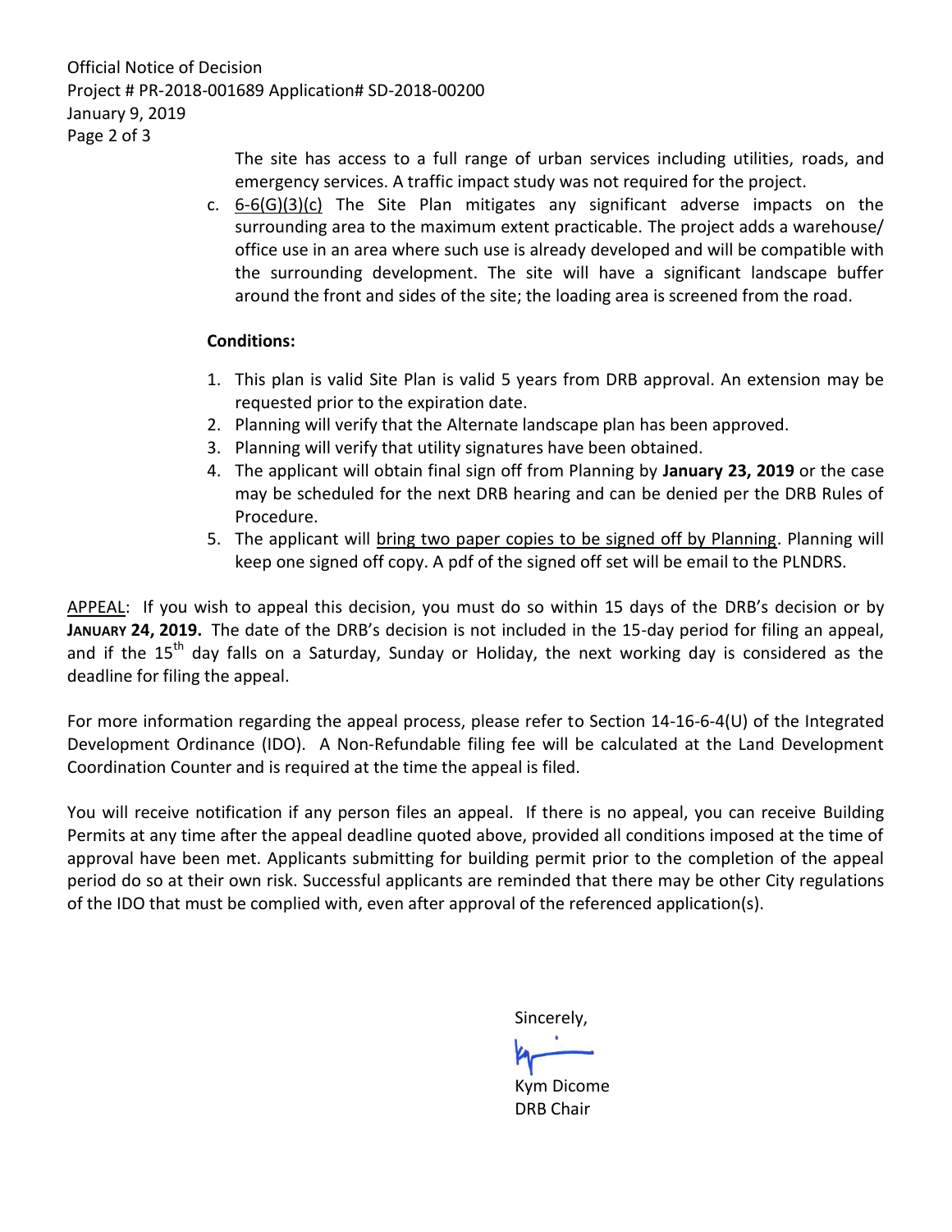The site has access to a full range of urban services including utilities, roads, and emergency services. A traffic impact study was not required for the project.

c. 6-6(G)(3)(c) The Site Plan mitigates any significant adverse impacts on the surrounding area to the maximum extent practicable. The project adds a warehouse/ office use in an area where such use is already developed and will be compatible with the surrounding development. The site will have a significant landscape buffer around the front and sides of the site; the loading area is screened from the road.

**Conditions:**

1. This plan is valid Site Plan is valid 5 years from DRB approval. An extension may be requested prior to the expiration date.
2. Planning will verify that the Alternate landscape plan has been approved.
3. Planning will verify that utility signatures have been obtained.
4. The applicant will obtain final sign off from Planning by **January 23, 2019** or the case may be scheduled for the next DRB hearing and can be denied per the DRB Rules of Procedure.
5. The applicant will bring two paper copies to be signed off by Planning. Planning will keep one signed off copy. A pdf of the signed off set will be email to the PLNDRS.

APPEAL: If you wish to appeal this decision, you must do so within 15 days of the DRB's decision or by **JANUARY 24, 2019.** The date of the DRB's decision is not included in the 15-day period for filing an appeal, and if the 15th day falls on a Saturday, Sunday or Holiday, the next working day is considered as the deadline for filing the appeal.

For more information regarding the appeal process, please refer to Section 14-16-6-4(U) of the Integrated Development Ordinance (IDO). A Non-Refundable filing fee will be calculated at the Land Development Coordination Counter and is required at the time the appeal is filed.

You will receive notification if any person files an appeal. If there is no appeal, you can receive Building Permits at any time after the appeal deadline quoted above, provided all conditions imposed at the time of approval have been met. Applicants submitting for building permit prior to the completion of the appeal period do so at their own risk. Successful applicants are reminded that there may be other City regulations of the IDO that must be complied with, even after approval of the referenced application(s).

Sincerely,

Kym Dicome
DRB Chair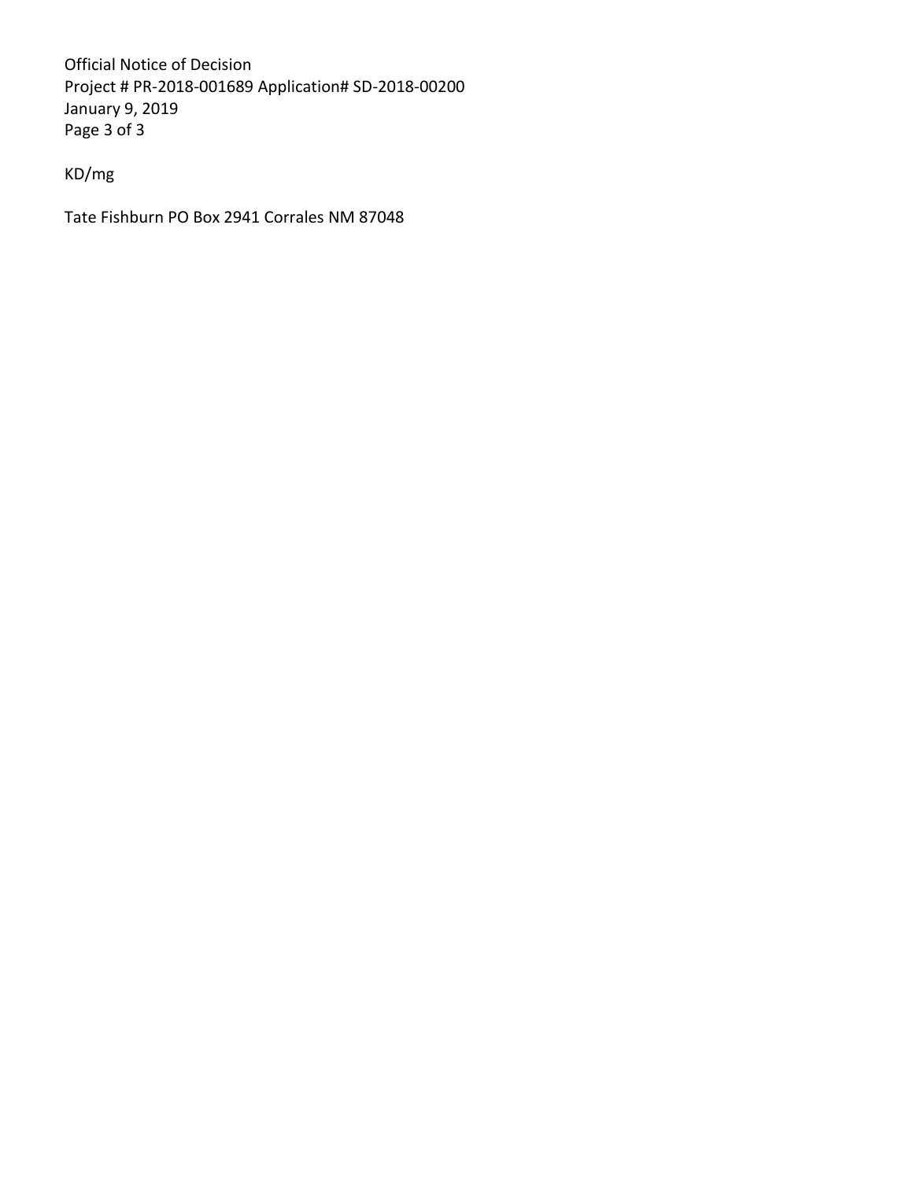KD/mg

Tate Fishburn PO Box 2941 Corrales NM 87048